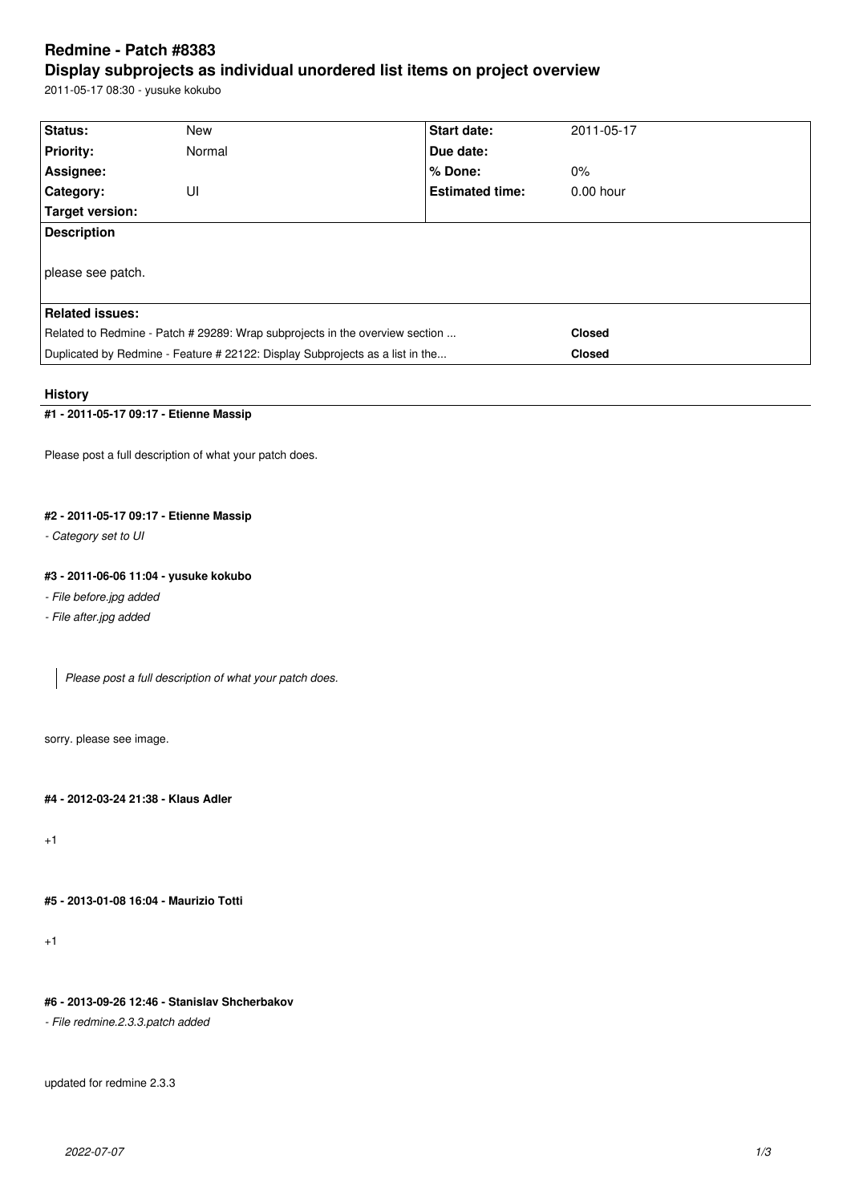# Redmine - Patch #8383

## Display subprojects as individual unordered list items on project overview

2011-05-17 08:30 - yusuke kokubo

| Status: | New | Start date: | 2011-05-17 |
|---|---|---|---|
| Priority: | Normal | Due date: | |
| Assignee: | | % Done: | 0% |
| Category: | UI | Estimated time: | 0.00 hour |
| Target version: | | | |

**Description**

please see patch.

**Related issues:**

| | |
|---|---|
| Related to Redmine - Patch # 29289: Wrap subprojects in the overview section ... | **Closed** |
| Duplicated by Redmine - Feature # 22122: Display Subprojects as a list in the... | **Closed** |

### History

#### #1 - 2011-05-17 09:17 - Etienne Massip

Please post a full description of what your patch does.

#### #2 - 2011-05-17 09:17 - Etienne Massip

*- Category set to UI*

#### #3 - 2011-06-06 11:04 - yusuke kokubo

*- File before.jpg added*

*- File after.jpg added*

> *Please post a full description of what your patch does.*

sorry. please see image.

#### #4 - 2012-03-24 21:38 - Klaus Adler

+1

#### #5 - 2013-01-08 16:04 - Maurizio Totti

+1

#### #6 - 2013-09-26 12:46 - Stanislav Shcherbakov

*- File redmine.2.3.3.patch added*

updated for redmine 2.3.3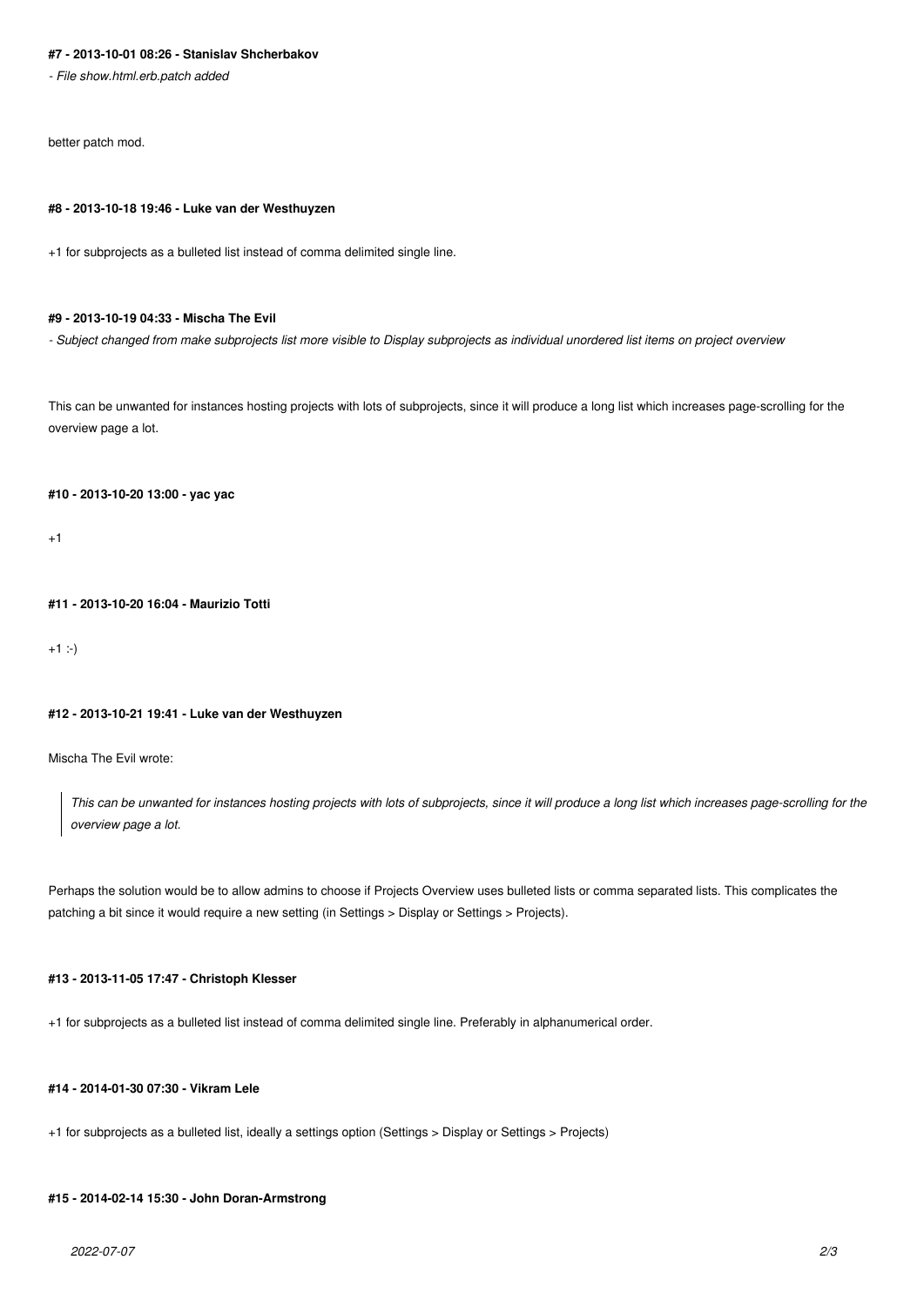#### #7 - 2013-10-01 08:26 - Stanislav Shcherbakov

*- File show.html.erb.patch added*

better patch mod.

#### #8 - 2013-10-18 19:46 - Luke van der Westhuyzen

+1 for subprojects as a bulleted list instead of comma delimited single line.

#### #9 - 2013-10-19 04:33 - Mischa The Evil

*- Subject changed from make subprojects list more visible to Display subprojects as individual unordered list items on project overview*

This can be unwanted for instances hosting projects with lots of subprojects, since it will produce a long list which increases page-scrolling for the overview page a lot.

#### #10 - 2013-10-20 13:00 - yac yac

+1

#### #11 - 2013-10-20 16:04 - Maurizio Totti

+1 :-)

#### #12 - 2013-10-21 19:41 - Luke van der Westhuyzen

Mischa The Evil wrote:

> *This can be unwanted for instances hosting projects with lots of subprojects, since it will produce a long list which increases page-scrolling for the overview page a lot.*

Perhaps the solution would be to allow admins to choose if Projects Overview uses bulleted lists or comma separated lists. This complicates the patching a bit since it would require a new setting (in Settings > Display or Settings > Projects).

#### #13 - 2013-11-05 17:47 - Christoph Klesser

+1 for subprojects as a bulleted list instead of comma delimited single line. Preferably in alphanumerical order.

#### #14 - 2014-01-30 07:30 - Vikram Lele

+1 for subprojects as a bulleted list, ideally a settings option (Settings > Display or Settings > Projects)

#### #15 - 2014-02-14 15:30 - John Doran-Armstrong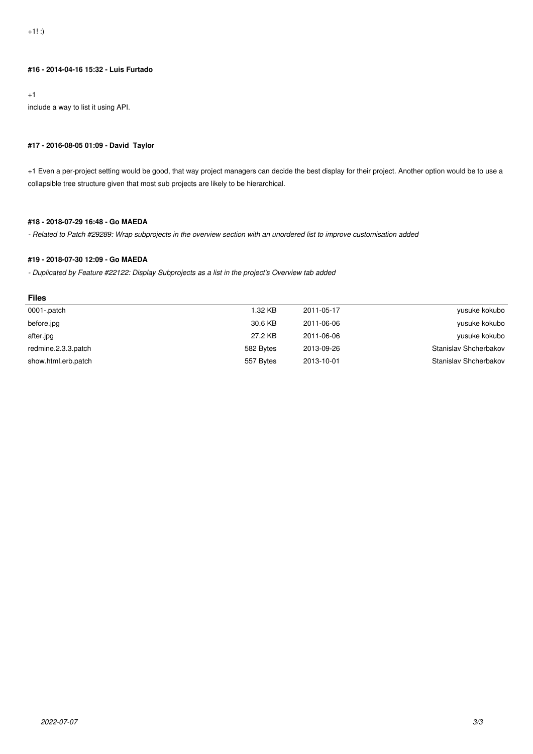+1! :)

#### #16 - 2014-04-16 15:32 - Luis Furtado

+1
include a way to list it using API.

#### #17 - 2016-08-05 01:09 - David  Taylor

+1 Even a per-project setting would be good, that way project managers can decide the best display for their project. Another option would be to use a collapsible tree structure given that most sub projects are likely to be hierarchical.

#### #18 - 2018-07-29 16:48 - Go MAEDA

*- Related to Patch #29289: Wrap subprojects in the overview section with an unordered list to improve customisation added*

#### #19 - 2018-07-30 12:09 - Go MAEDA

*- Duplicated by Feature #22122: Display Subprojects as a list in the project's Overview tab added*

### Files

| | | | |
|---|---|---|---|
| 0001-.patch | 1.32 KB | 2011-05-17 | yusuke kokubo |
| before.jpg | 30.6 KB | 2011-06-06 | yusuke kokubo |
| after.jpg | 27.2 KB | 2011-06-06 | yusuke kokubo |
| redmine.2.3.3.patch | 582 Bytes | 2013-09-26 | Stanislav Shcherbakov |
| show.html.erb.patch | 557 Bytes | 2013-10-01 | Stanislav Shcherbakov |